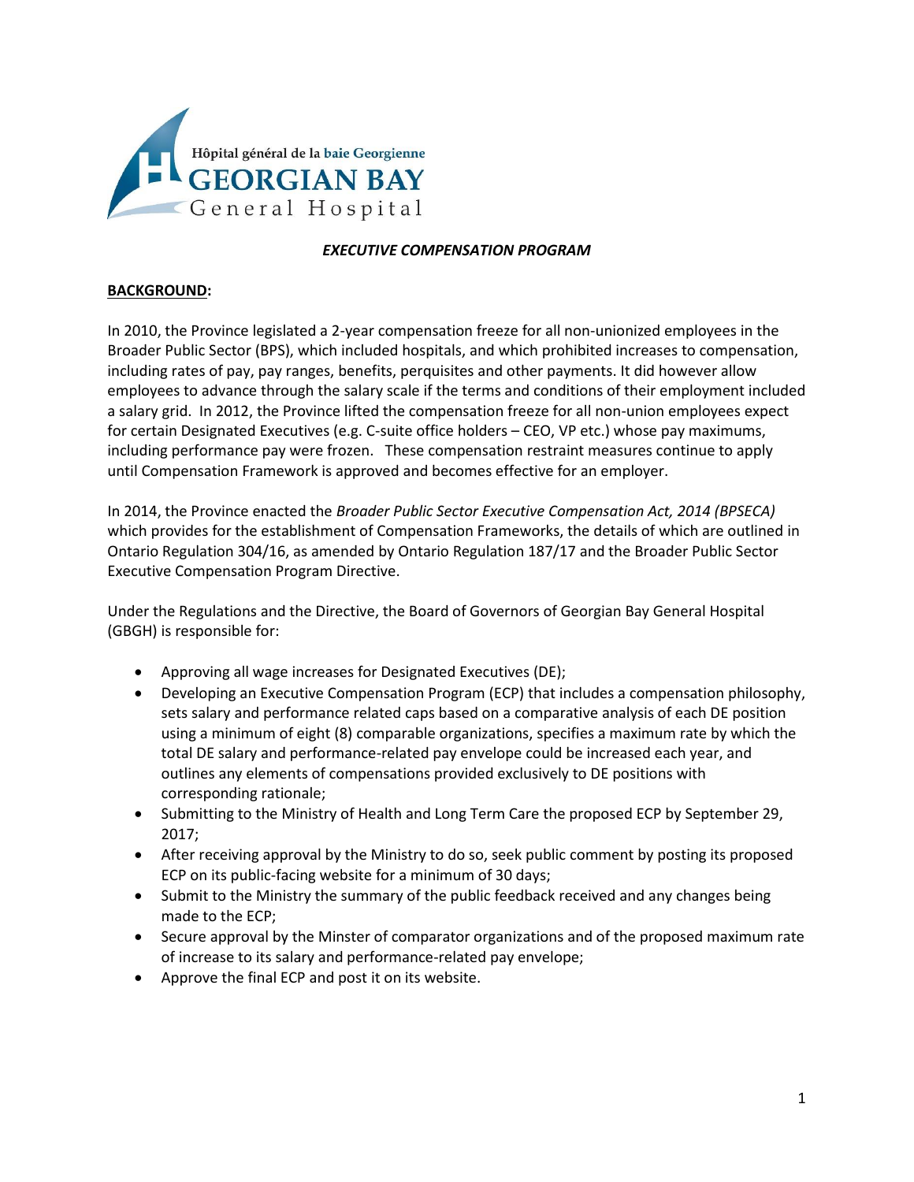Hôpital général de la baie Georgienne
GEORGIAN BAY
General Hospital

***EXECUTIVE COMPENSATION PROGRAM***

**BACKGROUND:**

In 2010, the Province legislated a 2-year compensation freeze for all non-unionized employees in the Broader Public Sector (BPS), which included hospitals, and which prohibited increases to compensation, including rates of pay, pay ranges, benefits, perquisites and other payments. It did however allow employees to advance through the salary scale if the terms and conditions of their employment included a salary grid. In 2012, the Province lifted the compensation freeze for all non-union employees expect for certain Designated Executives (e.g. C-suite office holders – CEO, VP etc.) whose pay maximums, including performance pay were frozen. These compensation restraint measures continue to apply until Compensation Framework is approved and becomes effective for an employer.

In 2014, the Province enacted the *Broader Public Sector Executive Compensation Act, 2014 (BPSECA)* which provides for the establishment of Compensation Frameworks, the details of which are outlined in Ontario Regulation 304/16, as amended by Ontario Regulation 187/17 and the Broader Public Sector Executive Compensation Program Directive.

Under the Regulations and the Directive, the Board of Governors of Georgian Bay General Hospital (GBGH) is responsible for:

- Approving all wage increases for Designated Executives (DE);
- Developing an Executive Compensation Program (ECP) that includes a compensation philosophy, sets salary and performance related caps based on a comparative analysis of each DE position using a minimum of eight (8) comparable organizations, specifies a maximum rate by which the total DE salary and performance-related pay envelope could be increased each year, and outlines any elements of compensations provided exclusively to DE positions with corresponding rationale;
- Submitting to the Ministry of Health and Long Term Care the proposed ECP by September 29, 2017;
- After receiving approval by the Ministry to do so, seek public comment by posting its proposed ECP on its public-facing website for a minimum of 30 days;
- Submit to the Ministry the summary of the public feedback received and any changes being made to the ECP;
- Secure approval by the Minster of comparator organizations and of the proposed maximum rate of increase to its salary and performance-related pay envelope;
- Approve the final ECP and post it on its website.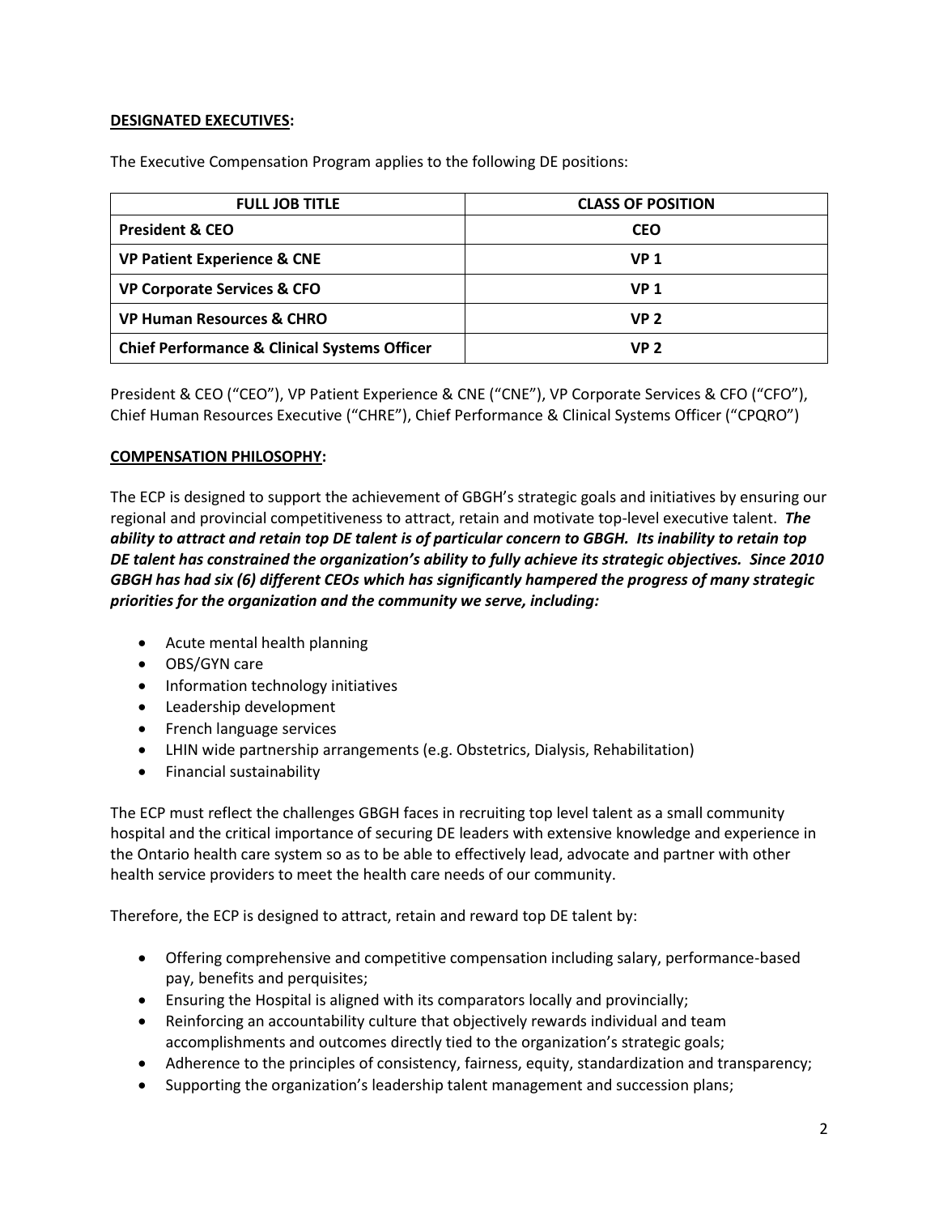**DESIGNATED EXECUTIVES:**

The Executive Compensation Program applies to the following DE positions:

| FULL JOB TITLE | CLASS OF POSITION |
|---|---|
| **President & CEO** | **CEO** |
| **VP Patient Experience & CNE** | **VP 1** |
| **VP Corporate Services & CFO** | **VP 1** |
| **VP Human Resources & CHRO** | **VP 2** |
| **Chief Performance & Clinical Systems Officer** | **VP 2** |

President & CEO ("CEO"), VP Patient Experience & CNE ("CNE"), VP Corporate Services & CFO ("CFO"), Chief Human Resources Executive ("CHRE"), Chief Performance & Clinical Systems Officer ("CPQRO")

**COMPENSATION PHILOSOPHY:**

The ECP is designed to support the achievement of GBGH's strategic goals and initiatives by ensuring our regional and provincial competitiveness to attract, retain and motivate top-level executive talent. ***The ability to attract and retain top DE talent is of particular concern to GBGH. Its inability to retain top DE talent has constrained the organization's ability to fully achieve its strategic objectives. Since 2010 GBGH has had six (6) different CEOs which has significantly hampered the progress of many strategic priorities for the organization and the community we serve, including:***

- Acute mental health planning
- OBS/GYN care
- Information technology initiatives
- Leadership development
- French language services
- LHIN wide partnership arrangements (e.g. Obstetrics, Dialysis, Rehabilitation)
- Financial sustainability

The ECP must reflect the challenges GBGH faces in recruiting top level talent as a small community hospital and the critical importance of securing DE leaders with extensive knowledge and experience in the Ontario health care system so as to be able to effectively lead, advocate and partner with other health service providers to meet the health care needs of our community.

Therefore, the ECP is designed to attract, retain and reward top DE talent by:

- Offering comprehensive and competitive compensation including salary, performance-based pay, benefits and perquisites;
- Ensuring the Hospital is aligned with its comparators locally and provincially;
- Reinforcing an accountability culture that objectively rewards individual and team accomplishments and outcomes directly tied to the organization's strategic goals;
- Adherence to the principles of consistency, fairness, equity, standardization and transparency;
- Supporting the organization's leadership talent management and succession plans;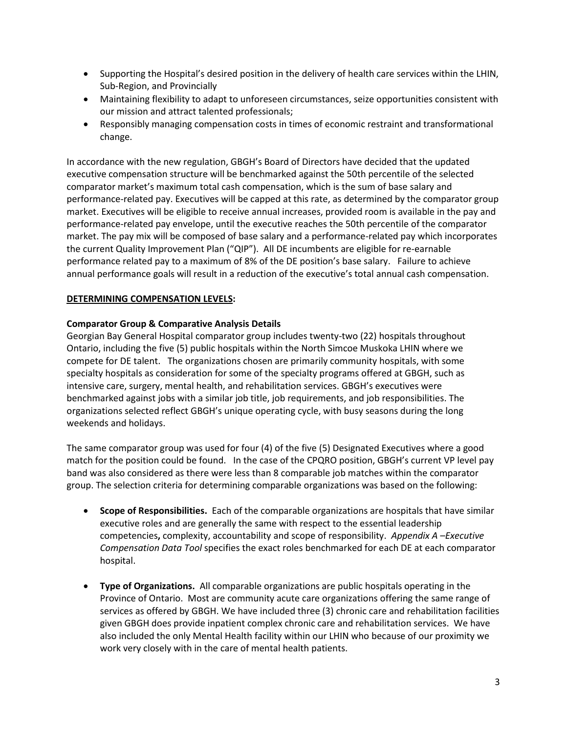- Supporting the Hospital's desired position in the delivery of health care services within the LHIN, Sub-Region, and Provincially
- Maintaining flexibility to adapt to unforeseen circumstances, seize opportunities consistent with our mission and attract talented professionals;
- Responsibly managing compensation costs in times of economic restraint and transformational change.

In accordance with the new regulation, GBGH's Board of Directors have decided that the updated executive compensation structure will be benchmarked against the 50th percentile of the selected comparator market's maximum total cash compensation, which is the sum of base salary and performance-related pay. Executives will be capped at this rate, as determined by the comparator group market. Executives will be eligible to receive annual increases, provided room is available in the pay and performance-related pay envelope, until the executive reaches the 50th percentile of the comparator market. The pay mix will be composed of base salary and a performance-related pay which incorporates the current Quality Improvement Plan ("QIP"). All DE incumbents are eligible for re-earnable performance related pay to a maximum of 8% of the DE position's base salary. Failure to achieve annual performance goals will result in a reduction of the executive's total annual cash compensation.

**DETERMINING COMPENSATION LEVELS:**

**Comparator Group & Comparative Analysis Details**

Georgian Bay General Hospital comparator group includes twenty-two (22) hospitals throughout Ontario, including the five (5) public hospitals within the North Simcoe Muskoka LHIN where we compete for DE talent. The organizations chosen are primarily community hospitals, with some specialty hospitals as consideration for some of the specialty programs offered at GBGH, such as intensive care, surgery, mental health, and rehabilitation services. GBGH's executives were benchmarked against jobs with a similar job title, job requirements, and job responsibilities. The organizations selected reflect GBGH's unique operating cycle, with busy seasons during the long weekends and holidays.

The same comparator group was used for four (4) of the five (5) Designated Executives where a good match for the position could be found. In the case of the CPQRO position, GBGH's current VP level pay band was also considered as there were less than 8 comparable job matches within the comparator group. The selection criteria for determining comparable organizations was based on the following:

- **Scope of Responsibilities.** Each of the comparable organizations are hospitals that have similar executive roles and are generally the same with respect to the essential leadership competencies**,** complexity, accountability and scope of responsibility. *Appendix A –Executive Compensation Data Tool* specifies the exact roles benchmarked for each DE at each comparator hospital.

- **Type of Organizations.** All comparable organizations are public hospitals operating in the Province of Ontario. Most are community acute care organizations offering the same range of services as offered by GBGH. We have included three (3) chronic care and rehabilitation facilities given GBGH does provide inpatient complex chronic care and rehabilitation services. We have also included the only Mental Health facility within our LHIN who because of our proximity we work very closely with in the care of mental health patients.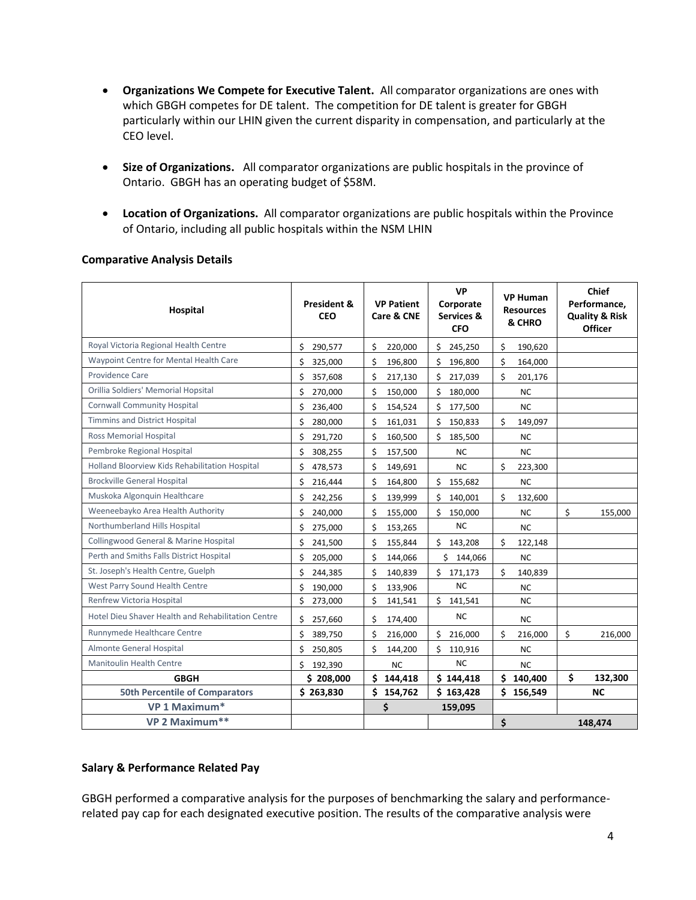- **Organizations We Compete for Executive Talent.** All comparator organizations are ones with which GBGH competes for DE talent. The competition for DE talent is greater for GBGH particularly within our LHIN given the current disparity in compensation, and particularly at the CEO level.

- **Size of Organizations.** All comparator organizations are public hospitals in the province of Ontario. GBGH has an operating budget of $58M.

- **Location of Organizations.** All comparator organizations are public hospitals within the Province of Ontario, including all public hospitals within the NSM LHIN

### Comparative Analysis Details

| Hospital | President & CEO | VP Patient Care & CNE | VP Corporate Services & CFO | VP Human Resources & CHRO | Chief Performance, Quality & Risk Officer |
|---|---|---|---|---|---|
| Royal Victoria Regional Health Centre | $ 290,577 | $ 220,000 | $ 245,250 | $ 190,620 | |
| Waypoint Centre for Mental Health Care | $ 325,000 | $ 196,800 | $ 196,800 | $ 164,000 | |
| Providence Care | $ 357,608 | $ 217,130 | $ 217,039 | $ 201,176 | |
| Orillia Soldiers' Memorial Hopsital | $ 270,000 | $ 150,000 | $ 180,000 | NC | |
| Cornwall Community Hospital | $ 236,400 | $ 154,524 | $ 177,500 | NC | |
| Timmins and District Hospital | $ 280,000 | $ 161,031 | $ 150,833 | $ 149,097 | |
| Ross Memorial Hospital | $ 291,720 | $ 160,500 | $ 185,500 | NC | |
| Pembroke Regional Hospital | $ 308,255 | $ 157,500 | NC | NC | |
| Holland Bloorview Kids Rehabilitation Hospital | $ 478,573 | $ 149,691 | NC | $ 223,300 | |
| Brockville General Hospital | $ 216,444 | $ 164,800 | $ 155,682 | NC | |
| Muskoka Algonquin Healthcare | $ 242,256 | $ 139,999 | $ 140,001 | $ 132,600 | |
| Weeneebayko Area Health Authority | $ 240,000 | $ 155,000 | $ 150,000 | NC | $ 155,000 |
| Northumberland Hills Hospital | $ 275,000 | $ 153,265 | NC | NC | |
| Collingwood General & Marine Hospital | $ 241,500 | $ 155,844 | $ 143,208 | $ 122,148 | |
| Perth and Smiths Falls District Hospital | $ 205,000 | $ 144,066 | $ 144,066 | NC | |
| St. Joseph's Health Centre, Guelph | $ 244,385 | $ 140,839 | $ 171,173 | $ 140,839 | |
| West Parry Sound Health Centre | $ 190,000 | $ 133,906 | NC | NC | |
| Renfrew Victoria Hospital | $ 273,000 | $ 141,541 | $ 141,541 | NC | |
| Hotel Dieu Shaver Health and Rehabilitation Centre | $ 257,660 | $ 174,400 | NC | NC | |
| Runnymede Healthcare Centre | $ 389,750 | $ 216,000 | $ 216,000 | $ 216,000 | $ 216,000 |
| Almonte General Hospital | $ 250,805 | $ 144,200 | $ 110,916 | NC | |
| Manitoulin Health Centre | $ 192,390 | NC | NC | NC | |
| **GBGH** | **$ 208,000** | **$ 144,418** | **$ 144,418** | **$ 140,400** | **$ 132,300** |
| **50th Percentile of Comparators** | **$ 263,830** | **$ 154,762** | **$ 163,428** | **$ 156,549** | **NC** |
| **VP 1 Maximum*** | | **$** | **159,095** | | |
| **VP 2 Maximum**** | | | | **$** | **148,474** |

### Salary & Performance Related Pay

GBGH performed a comparative analysis for the purposes of benchmarking the salary and performance-related pay cap for each designated executive position. The results of the comparative analysis were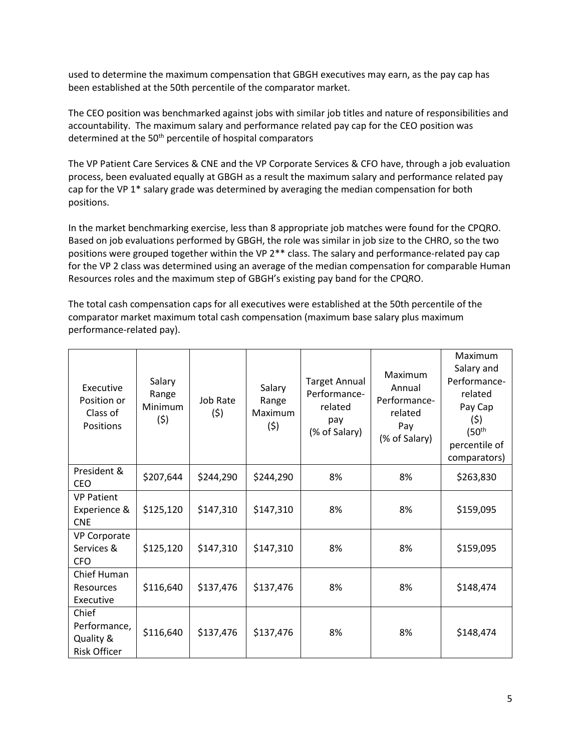used to determine the maximum compensation that GBGH executives may earn, as the pay cap has been established at the 50th percentile of the comparator market.

The CEO position was benchmarked against jobs with similar job titles and nature of responsibilities and accountability. The maximum salary and performance related pay cap for the CEO position was determined at the 50th percentile of hospital comparators

The VP Patient Care Services & CNE and the VP Corporate Services & CFO have, through a job evaluation process, been evaluated equally at GBGH as a result the maximum salary and performance related pay cap for the VP 1* salary grade was determined by averaging the median compensation for both positions.

In the market benchmarking exercise, less than 8 appropriate job matches were found for the CPQRO. Based on job evaluations performed by GBGH, the role was similar in job size to the CHRO, so the two positions were grouped together within the VP 2** class. The salary and performance-related pay cap for the VP 2 class was determined using an average of the median compensation for comparable Human Resources roles and the maximum step of GBGH's existing pay band for the CPQRO.

The total cash compensation caps for all executives were established at the 50th percentile of the comparator market maximum total cash compensation (maximum base salary plus maximum performance-related pay).

| Executive Position or Class of Positions | Salary Range Minimum ($) | Job Rate ($) | Salary Range Maximum ($) | Target Annual Performance-related pay (% of Salary) | Maximum Annual Performance-related Pay (% of Salary) | Maximum Salary and Performance-related Pay Cap ($) (50th percentile of comparators) |
|---|---|---|---|---|---|---|
| President & CEO | $207,644 | $244,290 | $244,290 | 8% | 8% | $263,830 |
| VP Patient Experience & CNE | $125,120 | $147,310 | $147,310 | 8% | 8% | $159,095 |
| VP Corporate Services & CFO | $125,120 | $147,310 | $147,310 | 8% | 8% | $159,095 |
| Chief Human Resources Executive | $116,640 | $137,476 | $137,476 | 8% | 8% | $148,474 |
| Chief Performance, Quality & Risk Officer | $116,640 | $137,476 | $137,476 | 8% | 8% | $148,474 |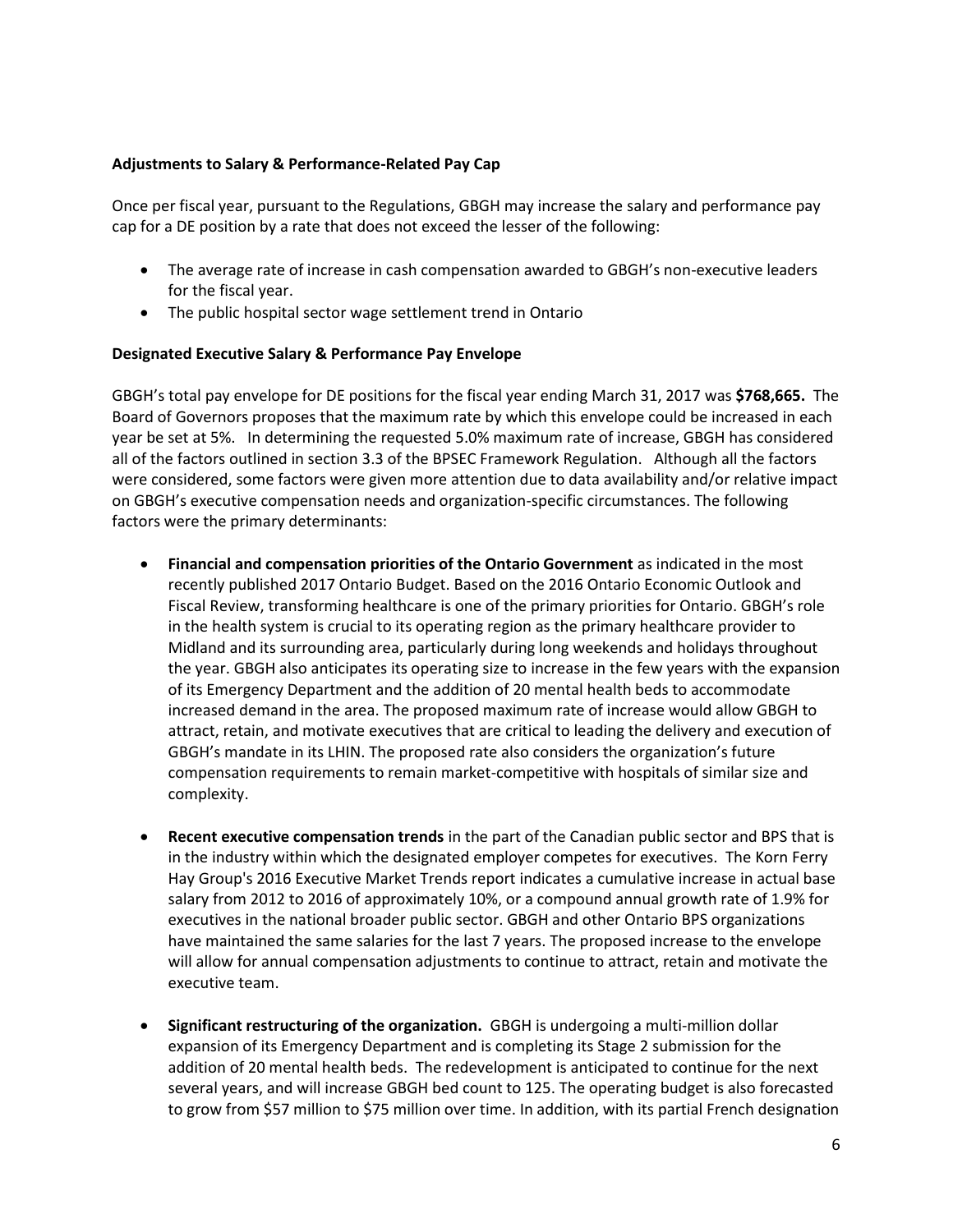**Adjustments to Salary & Performance-Related Pay Cap**

Once per fiscal year, pursuant to the Regulations, GBGH may increase the salary and performance pay cap for a DE position by a rate that does not exceed the lesser of the following:

- The average rate of increase in cash compensation awarded to GBGH's non-executive leaders for the fiscal year.
- The public hospital sector wage settlement trend in Ontario

**Designated Executive Salary & Performance Pay Envelope**

GBGH's total pay envelope for DE positions for the fiscal year ending March 31, 2017 was **$768,665.** The Board of Governors proposes that the maximum rate by which this envelope could be increased in each year be set at 5%. In determining the requested 5.0% maximum rate of increase, GBGH has considered all of the factors outlined in section 3.3 of the BPSEC Framework Regulation. Although all the factors were considered, some factors were given more attention due to data availability and/or relative impact on GBGH's executive compensation needs and organization-specific circumstances. The following factors were the primary determinants:

- **Financial and compensation priorities of the Ontario Government** as indicated in the most recently published 2017 Ontario Budget. Based on the 2016 Ontario Economic Outlook and Fiscal Review, transforming healthcare is one of the primary priorities for Ontario. GBGH's role in the health system is crucial to its operating region as the primary healthcare provider to Midland and its surrounding area, particularly during long weekends and holidays throughout the year. GBGH also anticipates its operating size to increase in the few years with the expansion of its Emergency Department and the addition of 20 mental health beds to accommodate increased demand in the area. The proposed maximum rate of increase would allow GBGH to attract, retain, and motivate executives that are critical to leading the delivery and execution of GBGH's mandate in its LHIN. The proposed rate also considers the organization's future compensation requirements to remain market-competitive with hospitals of similar size and complexity.

- **Recent executive compensation trends** in the part of the Canadian public sector and BPS that is in the industry within which the designated employer competes for executives. The Korn Ferry Hay Group's 2016 Executive Market Trends report indicates a cumulative increase in actual base salary from 2012 to 2016 of approximately 10%, or a compound annual growth rate of 1.9% for executives in the national broader public sector. GBGH and other Ontario BPS organizations have maintained the same salaries for the last 7 years. The proposed increase to the envelope will allow for annual compensation adjustments to continue to attract, retain and motivate the executive team.

- **Significant restructuring of the organization.** GBGH is undergoing a multi-million dollar expansion of its Emergency Department and is completing its Stage 2 submission for the addition of 20 mental health beds. The redevelopment is anticipated to continue for the next several years, and will increase GBGH bed count to 125. The operating budget is also forecasted to grow from $57 million to $75 million over time. In addition, with its partial French designation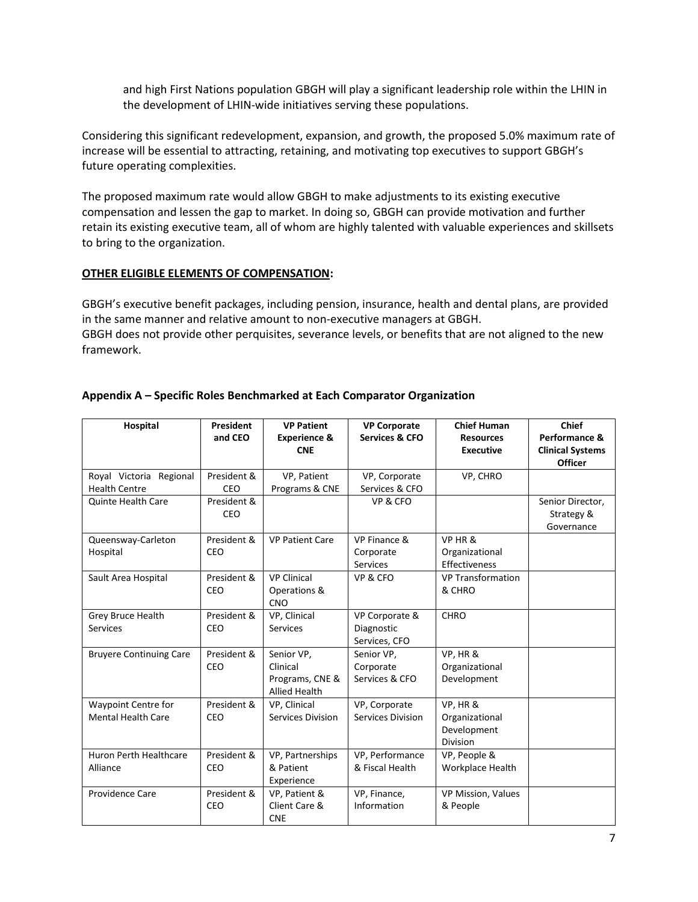and high First Nations population GBGH will play a significant leadership role within the LHIN in the development of LHIN-wide initiatives serving these populations.

Considering this significant redevelopment, expansion, and growth, the proposed 5.0% maximum rate of increase will be essential to attracting, retaining, and motivating top executives to support GBGH's future operating complexities.

The proposed maximum rate would allow GBGH to make adjustments to its existing executive compensation and lessen the gap to market. In doing so, GBGH can provide motivation and further retain its existing executive team, all of whom are highly talented with valuable experiences and skillsets to bring to the organization.

**OTHER ELIGIBLE ELEMENTS OF COMPENSATION:**

GBGH's executive benefit packages, including pension, insurance, health and dental plans, are provided in the same manner and relative amount to non-executive managers at GBGH.
GBGH does not provide other perquisites, severance levels, or benefits that are not aligned to the new framework.

### Appendix A – Specific Roles Benchmarked at Each Comparator Organization

| Hospital | President and CEO | VP Patient Experience & CNE | VP Corporate Services & CFO | Chief Human Resources Executive | Chief Performance & Clinical Systems Officer |
|---|---|---|---|---|---|
| Royal Victoria Regional Health Centre | President & CEO | VP, Patient Programs & CNE | VP, Corporate Services & CFO | VP, CHRO | |
| Quinte Health Care | President & CEO | | VP & CFO | | Senior Director, Strategy & Governance |
| Queensway-Carleton Hospital | President & CEO | VP Patient Care | VP Finance & Corporate Services | VP HR & Organizational Effectiveness | |
| Sault Area Hospital | President & CEO | VP Clinical Operations & CNO | VP & CFO | VP Transformation & CHRO | |
| Grey Bruce Health Services | President & CEO | VP, Clinical Services | VP Corporate & Diagnostic Services, CFO | CHRO | |
| Bruyere Continuing Care | President & CEO | Senior VP, Clinical Programs, CNE & Allied Health | Senior VP, Corporate Services & CFO | VP, HR & Organizational Development | |
| Waypoint Centre for Mental Health Care | President & CEO | VP, Clinical Services Division | VP, Corporate Services Division | VP, HR & Organizational Development Division | |
| Huron Perth Healthcare Alliance | President & CEO | VP, Partnerships & Patient Experience | VP, Performance & Fiscal Health | VP, People & Workplace Health | |
| Providence Care | President & CEO | VP, Patient & Client Care & CNE | VP, Finance, Information | VP Mission, Values & People | |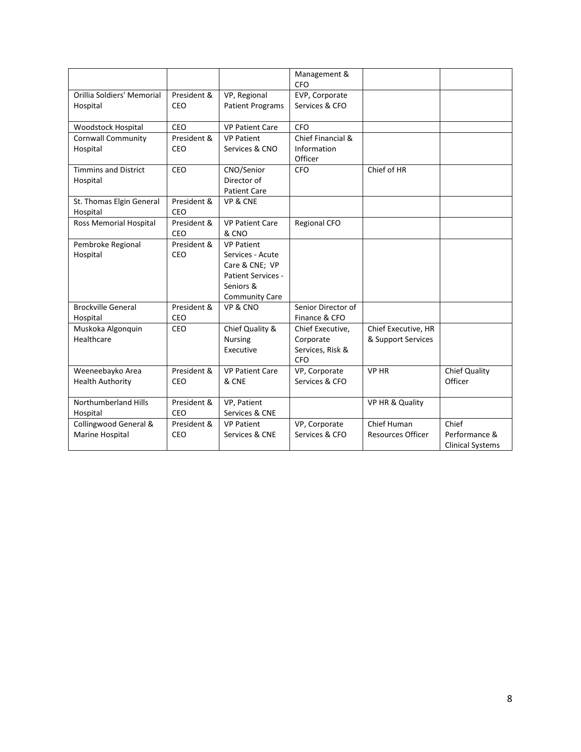| | | | | | |
|---|---|---|---|---|---|
| | | | Management & CFO | | |
| Orillia Soldiers' Memorial Hospital | President & CEO | VP, Regional Patient Programs | EVP, Corporate Services & CFO | | |
| Woodstock Hospital | CEO | VP Patient Care | CFO | | |
| Cornwall Community Hospital | President & CEO | VP Patient Services & CNO | Chief Financial & Information Officer | | |
| Timmins and District Hospital | CEO | CNO/Senior Director of Patient Care | CFO | Chief of HR | |
| St. Thomas Elgin General Hospital | President & CEO | VP & CNE | | | |
| Ross Memorial Hospital | President & CEO | VP Patient Care & CNO | Regional CFO | | |
| Pembroke Regional Hospital | President & CEO | VP Patient Services - Acute Care & CNE; VP Patient Services - Seniors & Community Care | | | |
| Brockville General Hospital | President & CEO | VP & CNO | Senior Director of Finance & CFO | | |
| Muskoka Algonquin Healthcare | CEO | Chief Quality & Nursing Executive | Chief Executive, Corporate Services, Risk & CFO | Chief Executive, HR & Support Services | |
| Weeneebayko Area Health Authority | President & CEO | VP Patient Care & CNE | VP, Corporate Services & CFO | VP HR | Chief Quality Officer |
| Northumberland Hills Hospital | President & CEO | VP, Patient Services & CNE | | VP HR & Quality | |
| Collingwood General & Marine Hospital | President & CEO | VP Patient Services & CNE | VP, Corporate Services & CFO | Chief Human Resources Officer | Chief Performance & Clinical Systems |